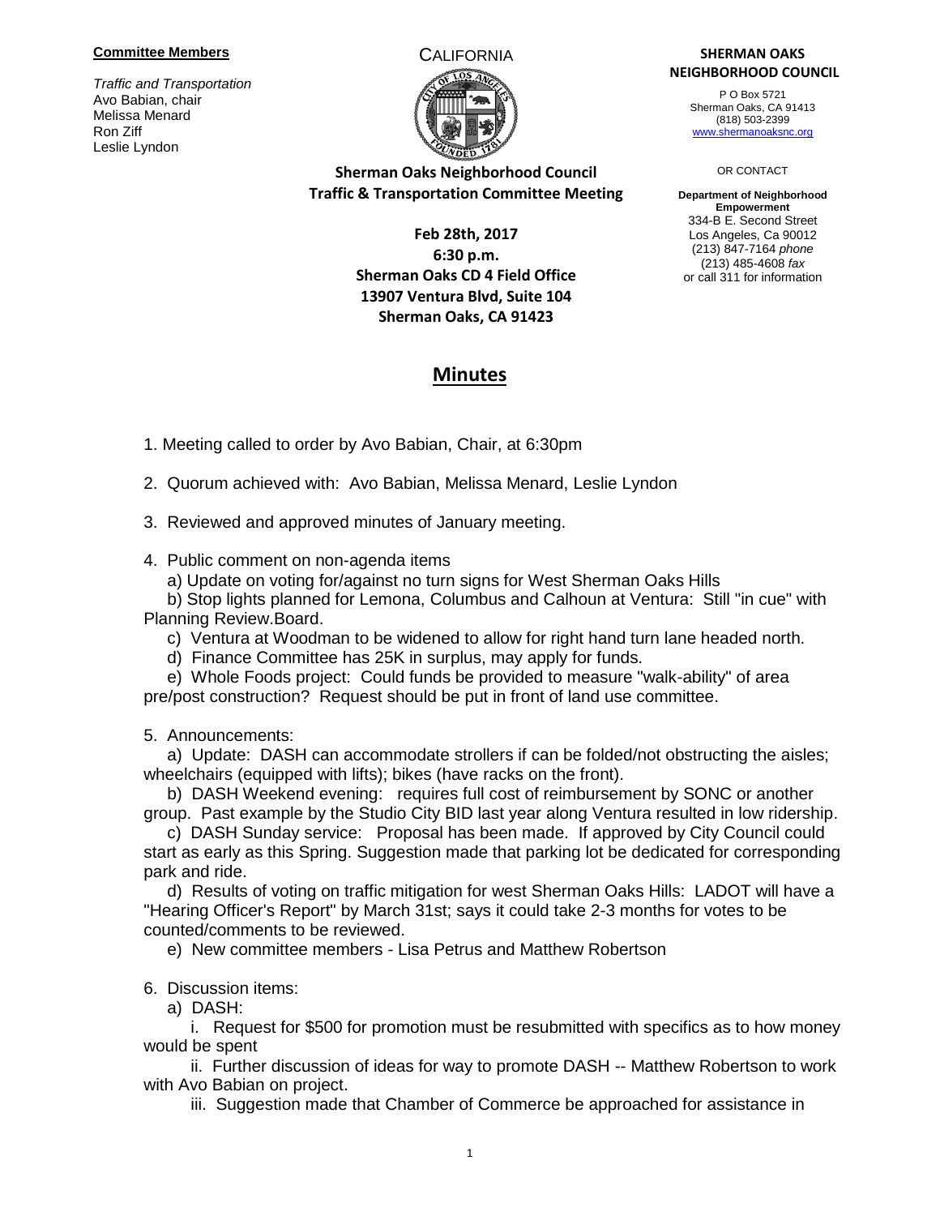**Committee Members**

*Traffic and Transportation*
Avo Babian, chair
Melissa Menard
Ron Ziff
Leslie Lyndon

CALIFORNIA

**SHERMAN OAKS NEIGHBORHOOD COUNCIL**

P O Box 5721
Sherman Oaks, CA 91413
(818) 503-2399
www.shermanoaksnc.org

OR CONTACT

**Department of Neighborhood Empowerment**
334-B E. Second Street
Los Angeles, Ca 90012
(213) 847-7164 *phone*
(213) 485-4608 *fax*
or call 311 for information

**Sherman Oaks Neighborhood Council**
**Traffic & Transportation Committee Meeting**

**Feb 28th, 2017**
**6:30 p.m.**
**Sherman Oaks CD 4 Field Office**
**13907 Ventura Blvd, Suite 104**
**Sherman Oaks, CA 91423**

# Minutes

1. Meeting called to order by Avo Babian, Chair, at 6:30pm

2. Quorum achieved with: Avo Babian, Melissa Menard, Leslie Lyndon

3. Reviewed and approved minutes of January meeting.

4. Public comment on non-agenda items

   a) Update on voting for/against no turn signs for West Sherman Oaks Hills

   b) Stop lights planned for Lemona, Columbus and Calhoun at Ventura: Still "in cue" with Planning Review.Board.

   c) Ventura at Woodman to be widened to allow for right hand turn lane headed north.

   d) Finance Committee has 25K in surplus, may apply for funds.

   e) Whole Foods project: Could funds be provided to measure "walk-ability" of area pre/post construction? Request should be put in front of land use committee.

5. Announcements:

   a) Update: DASH can accommodate strollers if can be folded/not obstructing the aisles; wheelchairs (equipped with lifts); bikes (have racks on the front).

   b) DASH Weekend evening: requires full cost of reimbursement by SONC or another group. Past example by the Studio City BID last year along Ventura resulted in low ridership.

   c) DASH Sunday service: Proposal has been made. If approved by City Council could start as early as this Spring. Suggestion made that parking lot be dedicated for corresponding park and ride.

   d) Results of voting on traffic mitigation for west Sherman Oaks Hills: LADOT will have a "Hearing Officer's Report" by March 31st; says it could take 2-3 months for votes to be counted/comments to be reviewed.

   e) New committee members - Lisa Petrus and Matthew Robertson

6. Discussion items:

   a) DASH:

      i. Request for $500 for promotion must be resubmitted with specifics as to how money would be spent

      ii. Further discussion of ideas for way to promote DASH -- Matthew Robertson to work with Avo Babian on project.

      iii. Suggestion made that Chamber of Commerce be approached for assistance in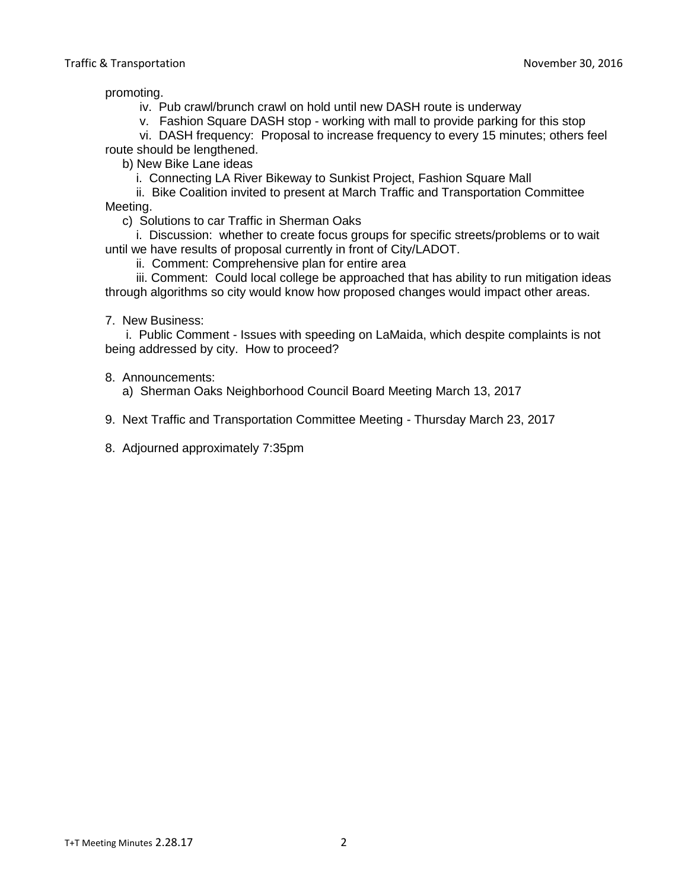promoting.

iv. Pub crawl/brunch crawl on hold until new DASH route is underway

v. Fashion Square DASH stop - working with mall to provide parking for this stop

vi. DASH frequency: Proposal to increase frequency to every 15 minutes; others feel route should be lengthened.

b) New Bike Lane ideas

i. Connecting LA River Bikeway to Sunkist Project, Fashion Square Mall

ii. Bike Coalition invited to present at March Traffic and Transportation Committee Meeting.

c) Solutions to car Traffic in Sherman Oaks

i. Discussion: whether to create focus groups for specific streets/problems or to wait until we have results of proposal currently in front of City/LADOT.

ii. Comment: Comprehensive plan for entire area

iii. Comment: Could local college be approached that has ability to run mitigation ideas through algorithms so city would know how proposed changes would impact other areas.

7. New Business:

i. Public Comment - Issues with speeding on LaMaida, which despite complaints is not being addressed by city. How to proceed?

8. Announcements:

a) Sherman Oaks Neighborhood Council Board Meeting March 13, 2017

9. Next Traffic and Transportation Committee Meeting - Thursday March 23, 2017

8. Adjourned approximately 7:35pm